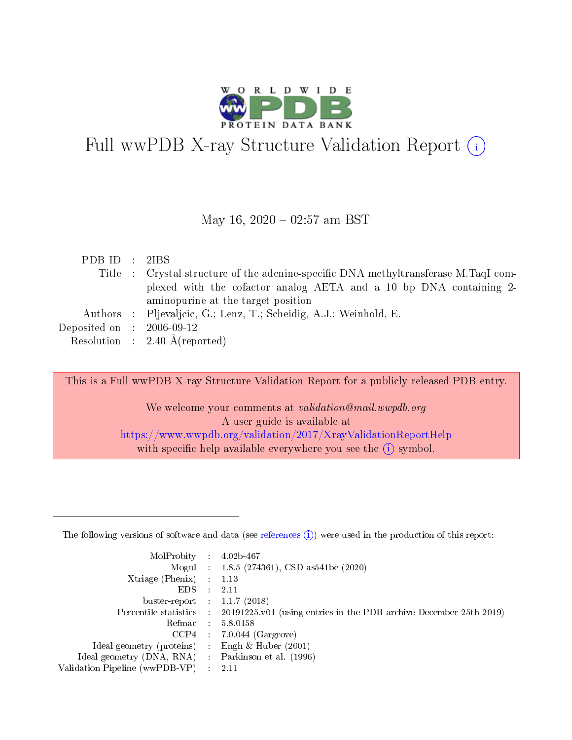# Full wwPDB X-ray Structure Validation Report (i)

May 16, 2020 – 02:57 am BST

| | | |
|---|---|---|
| PDB ID | : | 2IBS |
| Title | : | Crystal structure of the adenine-specific DNA methyltransferase M.TaqI complexed with the cofactor analog AETA and a 10 bp DNA containing 2-aminopurine at the target position |
| Authors | : | Pljevaljcic, G.; Lenz, T.; Scheidig, A.J.; Weinhold, E. |
| Deposited on | : | 2006-09-12 |
| Resolution | : | 2.40 Å(reported) |

This is a Full wwPDB X-ray Structure Validation Report for a publicly released PDB entry.

We welcome your comments at *validation@mail.wwpdb.org*
A user guide is available at
https://www.wwpdb.org/validation/2017/XrayValidationReportHelp
with specific help available everywhere you see the (i) symbol.

---

The following versions of software and data (see references (i)) were used in the production of this report:

| | | |
|---|---|---|
| MolProbity | : | 4.02b-467 |
| Mogul | : | 1.8.5 (274361), CSD as541be (2020) |
| Xtriage (Phenix) | : | 1.13 |
| EDS | : | 2.11 |
| buster-report | : | 1.1.7 (2018) |
| Percentile statistics | : | 20191225.v01 (using entries in the PDB archive December 25th 2019) |
| Refmac | : | 5.8.0158 |
| CCP4 | : | 7.0.044 (Gargrove) |
| Ideal geometry (proteins) | : | Engh & Huber (2001) |
| Ideal geometry (DNA, RNA) | : | Parkinson et al. (1996) |
| Validation Pipeline (wwPDB-VP) | : | 2.11 |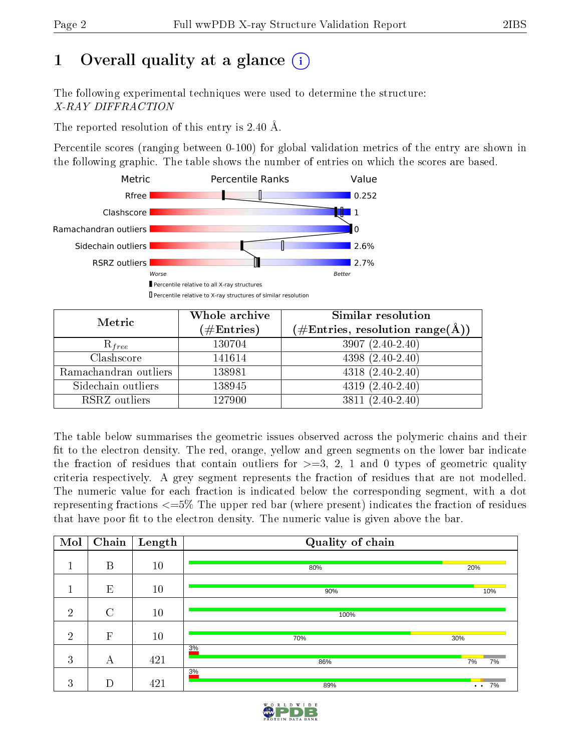# 1 Overall quality at a glance (i)

The following experimental techniques were used to determine the structure:
*X-RAY DIFFRACTION*

The reported resolution of this entry is 2.40 Å.

Percentile scores (ranging between 0-100) for global validation metrics of the entry are shown in the following graphic. The table shows the number of entries on which the scores are based.

| Metric | Value |
|---|---|
| Rfree | 0.252 |
| Clashscore | 1 |
| Ramachandran outliers | 0 |
| Sidechain outliers | 2.6% |
| RSRZ outliers | 2.7% |

Worse — Better

■ Percentile relative to all X-ray structures
□ Percentile relative to X-ray structures of similar resolution

| Metric | Whole archive (#Entries) | Similar resolution (#Entries, resolution range(Å)) |
|---|---|---|
| $R_{free}$ | 130704 | 3907 (2.40-2.40) |
| Clashscore | 141614 | 4398 (2.40-2.40) |
| Ramachandran outliers | 138981 | 4318 (2.40-2.40) |
| Sidechain outliers | 138945 | 4319 (2.40-2.40) |
| RSRZ outliers | 127900 | 3811 (2.40-2.40) |

The table below summarises the geometric issues observed across the polymeric chains and their fit to the electron density. The red, orange, yellow and green segments on the lower bar indicate the fraction of residues that contain outliers for >=3, 2, 1 and 0 types of geometric quality criteria respectively. A grey segment represents the fraction of residues that are not modelled. The numeric value for each fraction is indicated below the corresponding segment, with a dot representing fractions <=5% The upper red bar (where present) indicates the fraction of residues that have poor fit to the electron density. The numeric value is given above the bar.

| Mol | Chain | Length | Quality of chain |
|---|---|---|---|
| 1 | B | 10 | 80% · 20% |
| 1 | E | 10 | 90% · 10% |
| 2 | C | 10 | 100% |
| 2 | F | 10 | 70% · 30% |
| 3 | A | 421 | 3% (poor fit); 86% · 7% · 7% |
| 3 | D | 421 | 3% (poor fit); 89% · • • · 7% |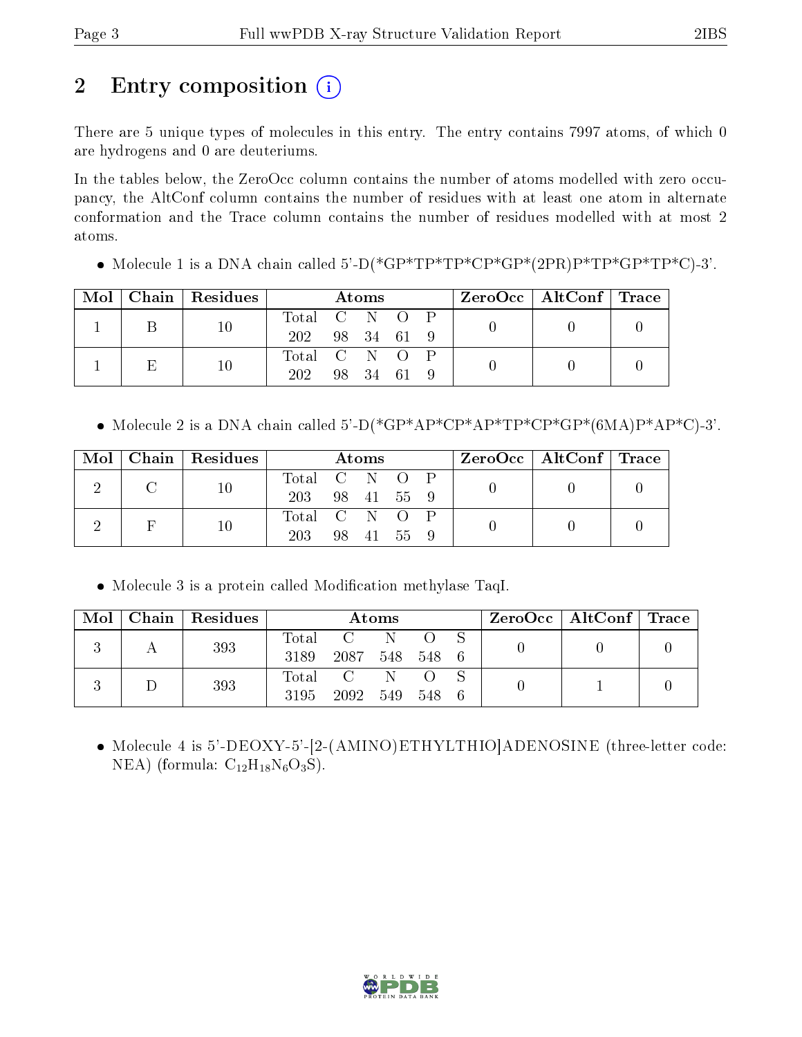# 2 Entry composition (i)

There are 5 unique types of molecules in this entry. The entry contains 7997 atoms, of which 0 are hydrogens and 0 are deuteriums.

In the tables below, the ZeroOcc column contains the number of atoms modelled with zero occupancy, the AltConf column contains the number of residues with at least one atom in alternate conformation and the Trace column contains the number of residues modelled with at most 2 atoms.

- Molecule 1 is a DNA chain called 5'-D(*GP*TP*TP*CP*GP*(2PR)P*TP*GP*TP*C)-3'.

| Mol | Chain | Residues | Atoms | | | | | ZeroOcc | AltConf | Trace |
|---|---|---|---|---|---|---|---|---|---|---|
| | | | Total | C | N | O | P | | | |
| 1 | B | 10 | 202 | 98 | 34 | 61 | 9 | 0 | 0 | 0 |
| 1 | E | 10 | 202 | 98 | 34 | 61 | 9 | 0 | 0 | 0 |

- Molecule 2 is a DNA chain called 5'-D(*GP*AP*CP*AP*TP*CP*GP*(6MA)P*AP*C)-3'.

| Mol | Chain | Residues | Atoms | | | | | ZeroOcc | AltConf | Trace |
|---|---|---|---|---|---|---|---|---|---|---|
| | | | Total | C | N | O | P | | | |
| 2 | C | 10 | 203 | 98 | 41 | 55 | 9 | 0 | 0 | 0 |
| 2 | F | 10 | 203 | 98 | 41 | 55 | 9 | 0 | 0 | 0 |

- Molecule 3 is a protein called Modification methylase TaqI.

| Mol | Chain | Residues | Atoms | | | | | ZeroOcc | AltConf | Trace |
|---|---|---|---|---|---|---|---|---|---|---|
| | | | Total | C | N | O | S | | | |
| 3 | A | 393 | 3189 | 2087 | 548 | 548 | 6 | 0 | 0 | 0 |
| 3 | D | 393 | 3195 | 2092 | 549 | 548 | 6 | 0 | 1 | 0 |

- Molecule 4 is 5'-DEOXY-5'-[2-(AMINO)ETHYLTHIO]ADENOSINE (three-letter code: NEA) (formula: $C_{12}H_{18}N_6O_3S$).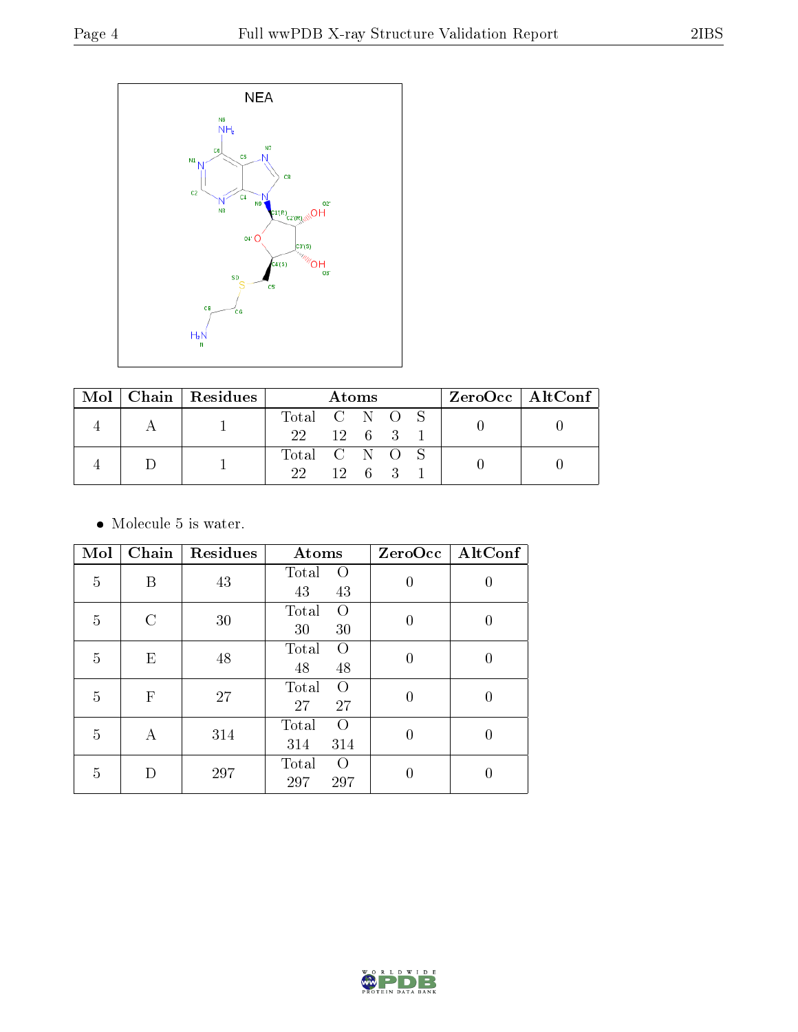| Mol | Chain | Residues | Atoms | | | | | ZeroOcc | AltConf |
|---|---|---|---|---|---|---|---|---|---|
| 4 | A | 1 | Total | C | N | O | S | 0 | 0 |
| | | | 22 | 12 | 6 | 3 | 1 | | |
| 4 | D | 1 | Total | C | N | O | S | 0 | 0 |
| | | | 22 | 12 | 6 | 3 | 1 | | |

- Molecule 5 is water.

| Mol | Chain | Residues | Atoms | | ZeroOcc | AltConf |
|---|---|---|---|---|---|---|
| 5 | B | 43 | Total | O | 0 | 0 |
| | | | 43 | 43 | | |
| 5 | C | 30 | Total | O | 0 | 0 |
| | | | 30 | 30 | | |
| 5 | E | 48 | Total | O | 0 | 0 |
| | | | 48 | 48 | | |
| 5 | F | 27 | Total | O | 0 | 0 |
| | | | 27 | 27 | | |
| 5 | A | 314 | Total | O | 0 | 0 |
| | | | 314 | 314 | | |
| 5 | D | 297 | Total | O | 0 | 0 |
| | | | 297 | 297 | | |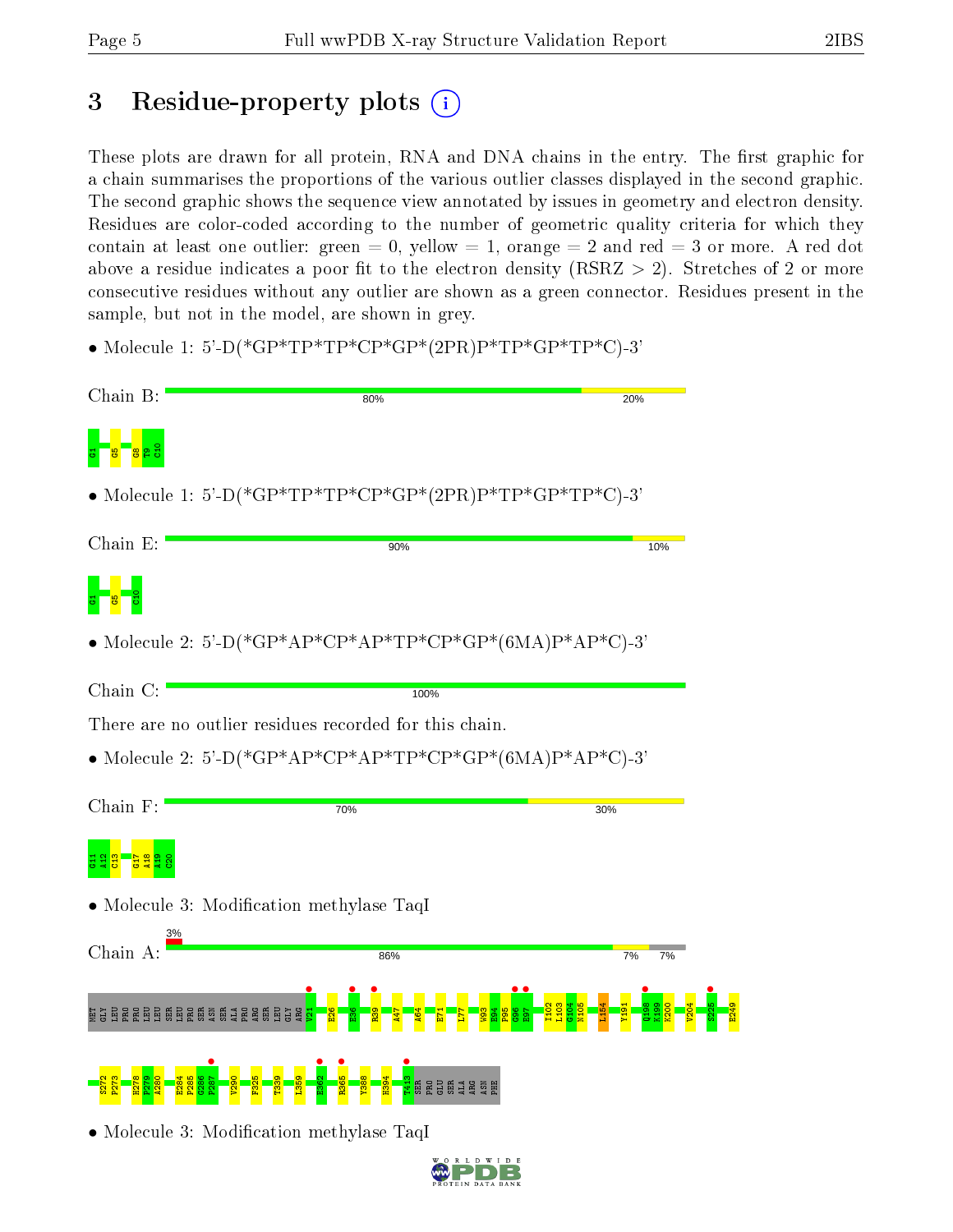# 3 Residue-property plots

These plots are drawn for all protein, RNA and DNA chains in the entry. The first graphic for a chain summarises the proportions of the various outlier classes displayed in the second graphic. The second graphic shows the sequence view annotated by issues in geometry and electron density. Residues are color-coded according to the number of geometric quality criteria for which they contain at least one outlier: green = 0, yellow = 1, orange = 2 and red = 3 or more. A red dot above a residue indicates a poor fit to the electron density (RSRZ > 2). Stretches of 2 or more consecutive residues without any outlier are shown as a green connector. Residues present in the sample, but not in the model, are shown in grey.

- Molecule 1: 5'-D(*GP*TP*TP*CP*GP*(2PR)P*TP*GP*TP*C)-3'

Chain B: 80% 20%

G1 G5 G8 T9 C10

- Molecule 1: 5'-D(*GP*TP*TP*CP*GP*(2PR)P*TP*GP*TP*C)-3'

Chain E: 90% 10%

G1 G5 C10

- Molecule 2: 5'-D(*GP*AP*CP*AP*TP*CP*GP*(6MA)P*AP*C)-3'

Chain C: 100%

There are no outlier residues recorded for this chain.

- Molecule 2: 5'-D(*GP*AP*CP*AP*TP*CP*GP*(6MA)P*AP*C)-3'

Chain F: 70% 30%

G11 A12 C13 G17 A18 A19 C20

- Molecule 3: Modification methylase TaqI

Chain A: 3% 86% 7% 7%

MET GLY LEU PRO PRO LEU LEU SER LEU PRO SER ASN SER ALA PRO ARG SER LEU GLY ARG V21 E26 E36 R39 A47 A64 E71 L77 W93 E94 P95 G96 E97 I102 L103 G104 N105 L154 Y191 Q198 K199 K200 V204 S225 E249 S272 P273 H278 P279 A280 E284 P285 G286 P287 V290 F325 T339 L359 E362 R365 Y388 H394 T413 SER PRO GLU SER ALA ARG ASN PHE

- Molecule 3: Modification methylase TaqI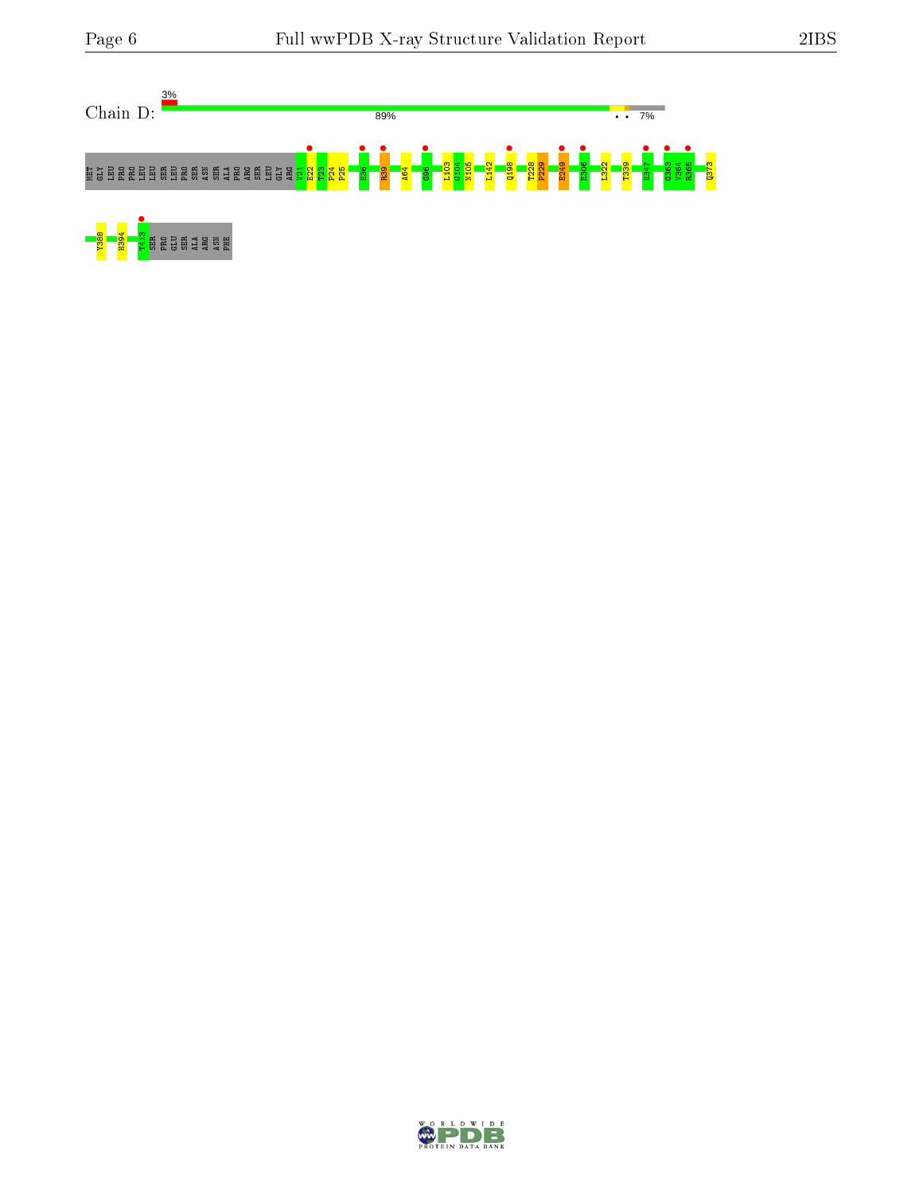Chain D:

3%

89%

• •

7%

MET GLY LEU PRO PRO LEU LEU SER LEU PRO SER ASN SER ALA PRO ARG SER LEU GLY ARG V21 E22 T23 P24 P25 E36 R39 A64 G96 L103 G104 N105 L142 Q198 T228 P229 E249 E306 L322 T339 E347 G363 V364 R365 Q373

Y388 H394 T413 SER PRO GLU SER ALA ARG ASN PHE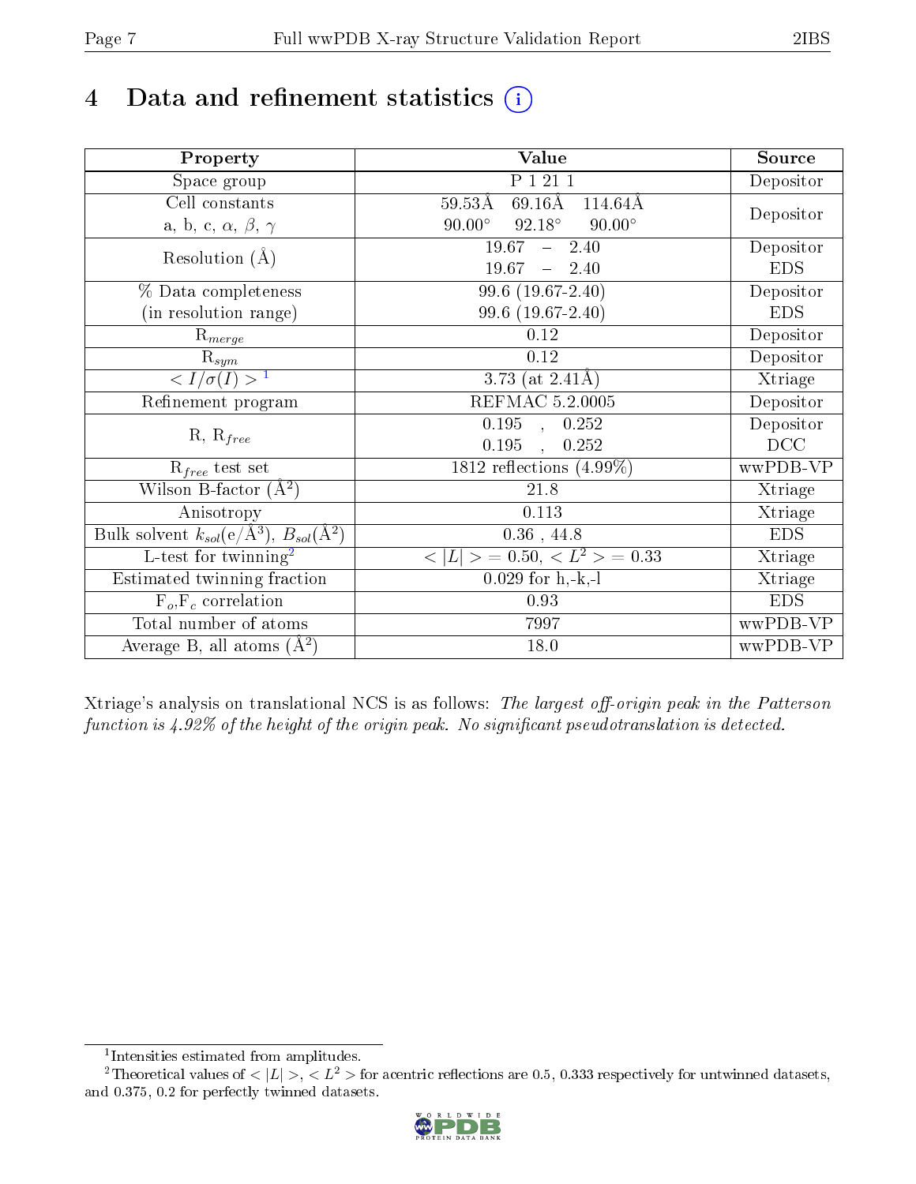# 4 Data and refinement statistics

| Property | Value | Source |
|---|---|---|
| Space group | P 1 21 1 | Depositor |
| Cell constants<br>a, b, c, $\alpha$, $\beta$, $\gamma$ | 59.53Å 69.16Å 114.64Å<br>90.00° 92.18° 90.00° | Depositor |
| Resolution (Å) | 19.67 – 2.40<br>19.67 – 2.40 | Depositor<br>EDS |
| % Data completeness<br>(in resolution range) | 99.6 (19.67-2.40)<br>99.6 (19.67-2.40) | Depositor<br>EDS |
| $R_{merge}$ | 0.12 | Depositor |
| $R_{sym}$ | 0.12 | Depositor |
| $< I/\sigma(I) >$ [1] | 3.73 (at 2.41Å) | Xtriage |
| Refinement program | REFMAC 5.2.0005 | Depositor |
| R, $R_{free}$ | 0.195 , 0.252<br>0.195 , 0.252 | Depositor<br>DCC |
| $R_{free}$ test set | 1812 reflections (4.99%) | wwPDB-VP |
| Wilson B-factor (Å$^2$) | 21.8 | Xtriage |
| Anisotropy | 0.113 | Xtriage |
| Bulk solvent $k_{sol}$(e/Å$^3$), $B_{sol}$(Å$^2$) | 0.36 , 44.8 | EDS |
| L-test for twinning[2] | $< \|L\| >$ = 0.50, $< L^2 >$ = 0.33 | Xtriage |
| Estimated twinning fraction | 0.029 for h,-k,-l | Xtriage |
| $F_o$,$F_c$ correlation | 0.93 | EDS |
| Total number of atoms | 7997 | wwPDB-VP |
| Average B, all atoms (Å$^2$) | 18.0 | wwPDB-VP |

Xtriage's analysis on translational NCS is as follows: *The largest off-origin peak in the Patterson function is 4.92% of the height of the origin peak. No significant pseudotranslation is detected.*

[1] Intensities estimated from amplitudes.

[2] Theoretical values of $< |L| >$, $< L^2 >$ for acentric reflections are 0.5, 0.333 respectively for untwinned datasets, and 0.375, 0.2 for perfectly twinned datasets.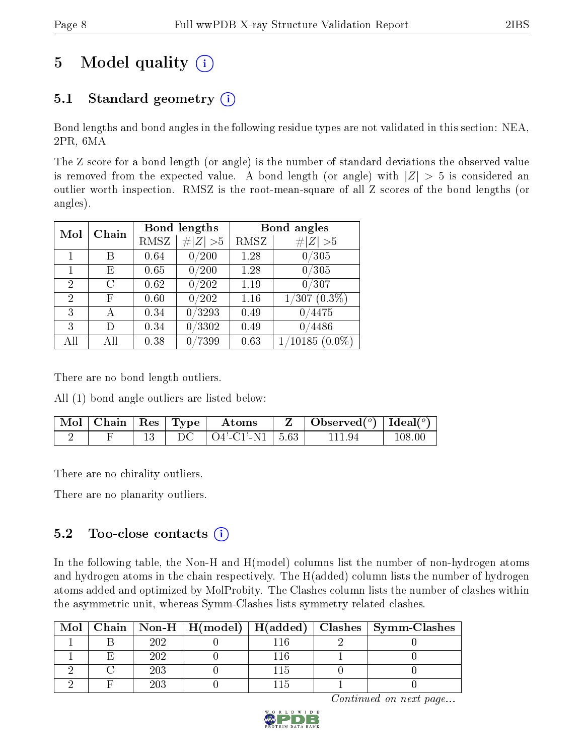# 5 Model quality

## 5.1 Standard geometry

Bond lengths and bond angles in the following residue types are not validated in this section: NEA, 2PR, 6MA

The Z score for a bond length (or angle) is the number of standard deviations the observed value is removed from the expected value. A bond length (or angle) with $|Z| > 5$ is considered an outlier worth inspection. RMSZ is the root-mean-square of all Z scores of the bond lengths (or angles).

| Mol | Chain | Bond lengths | | Bond angles | |
|---|---|---|---|---|---|
| | | RMSZ | #$\|Z\|$ >5 | RMSZ | #$\|Z\|$ >5 |
| 1 | B | 0.64 | 0/200 | 1.28 | 0/305 |
| 1 | E | 0.65 | 0/200 | 1.28 | 0/305 |
| 2 | C | 0.62 | 0/202 | 1.19 | 0/307 |
| 2 | F | 0.60 | 0/202 | 1.16 | 1/307 (0.3%) |
| 3 | A | 0.34 | 0/3293 | 0.49 | 0/4475 |
| 3 | D | 0.34 | 0/3302 | 0.49 | 0/4486 |
| All | All | 0.38 | 0/7399 | 0.63 | 1/10185 (0.0%) |

There are no bond length outliers.

All (1) bond angle outliers are listed below:

| Mol | Chain | Res | Type | Atoms | Z | Observed(°) | Ideal(°) |
|---|---|---|---|---|---|---|---|
| 2 | F | 13 | DC | O4'-C1'-N1 | 5.63 | 111.94 | 108.00 |

There are no chirality outliers.

There are no planarity outliers.

## 5.2 Too-close contacts

In the following table, the Non-H and H(model) columns list the number of non-hydrogen atoms and hydrogen atoms in the chain respectively. The H(added) column lists the number of hydrogen atoms added and optimized by MolProbity. The Clashes column lists the number of clashes within the asymmetric unit, whereas Symm-Clashes lists symmetry related clashes.

| Mol | Chain | Non-H | H(model) | H(added) | Clashes | Symm-Clashes |
|---|---|---|---|---|---|---|
| 1 | B | 202 | 0 | 116 | 2 | 0 |
| 1 | E | 202 | 0 | 116 | 1 | 0 |
| 2 | C | 203 | 0 | 115 | 0 | 0 |
| 2 | F | 203 | 0 | 115 | 1 | 0 |

*Continued on next page...*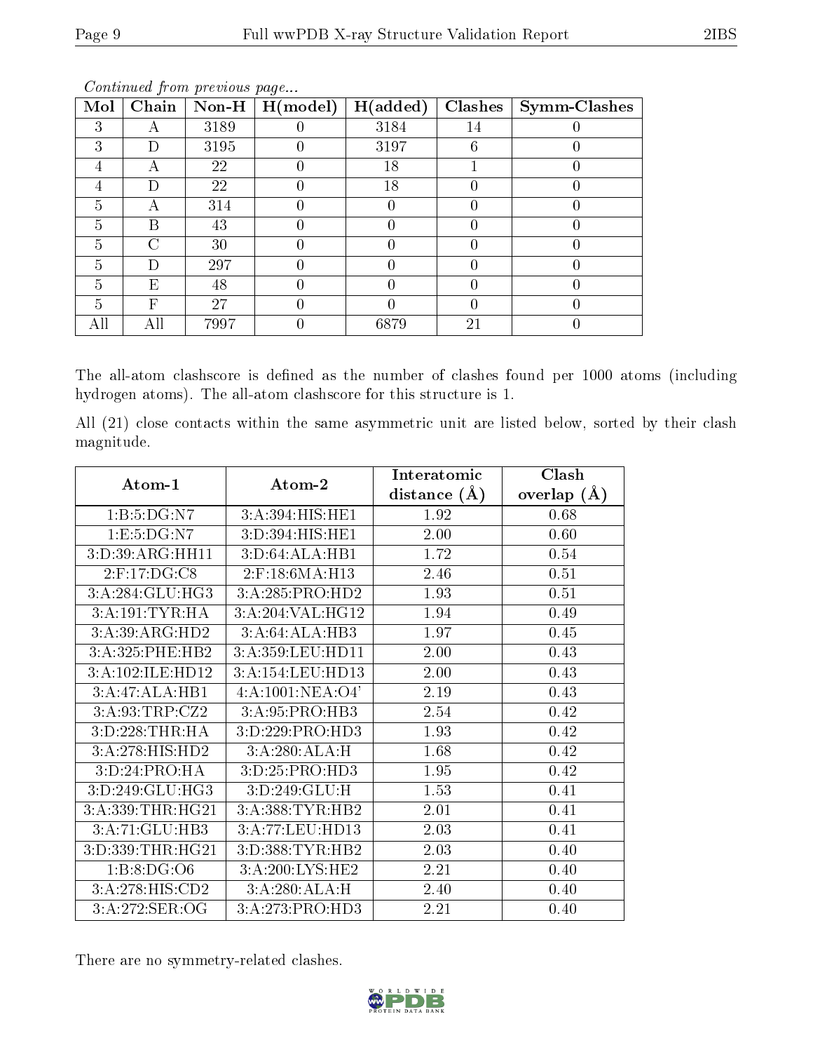*Continued from previous page...*

| Mol | Chain | Non-H | H(model) | H(added) | Clashes | Symm-Clashes |
|---|---|---|---|---|---|---|
| 3 | A | 3189 | 0 | 3184 | 14 | 0 |
| 3 | D | 3195 | 0 | 3197 | 6 | 0 |
| 4 | A | 22 | 0 | 18 | 1 | 0 |
| 4 | D | 22 | 0 | 18 | 0 | 0 |
| 5 | A | 314 | 0 | 0 | 0 | 0 |
| 5 | B | 43 | 0 | 0 | 0 | 0 |
| 5 | C | 30 | 0 | 0 | 0 | 0 |
| 5 | D | 297 | 0 | 0 | 0 | 0 |
| 5 | E | 48 | 0 | 0 | 0 | 0 |
| 5 | F | 27 | 0 | 0 | 0 | 0 |
| All | All | 7997 | 0 | 6879 | 21 | 0 |

The all-atom clashscore is defined as the number of clashes found per 1000 atoms (including hydrogen atoms). The all-atom clashscore for this structure is 1.

All (21) close contacts within the same asymmetric unit are listed below, sorted by their clash magnitude.

| Atom-1 | Atom-2 | Interatomic distance (Å) | Clash overlap (Å) |
|---|---|---|---|
| 1:B:5:DG:N7 | 3:A:394:HIS:HE1 | 1.92 | 0.68 |
| 1:E:5:DG:N7 | 3:D:394:HIS:HE1 | 2.00 | 0.60 |
| 3:D:39:ARG:HH11 | 3:D:64:ALA:HB1 | 1.72 | 0.54 |
| 2:F:17:DG:C8 | 2:F:18:6MA:H13 | 2.46 | 0.51 |
| 3:A:284:GLU:HG3 | 3:A:285:PRO:HD2 | 1.93 | 0.51 |
| 3:A:191:TYR:HA | 3:A:204:VAL:HG12 | 1.94 | 0.49 |
| 3:A:39:ARG:HD2 | 3:A:64:ALA:HB3 | 1.97 | 0.45 |
| 3:A:325:PHE:HB2 | 3:A:359:LEU:HD11 | 2.00 | 0.43 |
| 3:A:102:ILE:HD12 | 3:A:154:LEU:HD13 | 2.00 | 0.43 |
| 3:A:47:ALA:HB1 | 4:A:1001:NEA:O4' | 2.19 | 0.43 |
| 3:A:93:TRP:CZ2 | 3:A:95:PRO:HB3 | 2.54 | 0.42 |
| 3:D:228:THR:HA | 3:D:229:PRO:HD3 | 1.93 | 0.42 |
| 3:A:278:HIS:HD2 | 3:A:280:ALA:H | 1.68 | 0.42 |
| 3:D:24:PRO:HA | 3:D:25:PRO:HD3 | 1.95 | 0.42 |
| 3:D:249:GLU:HG3 | 3:D:249:GLU:H | 1.53 | 0.41 |
| 3:A:339:THR:HG21 | 3:A:388:TYR:HB2 | 2.01 | 0.41 |
| 3:A:71:GLU:HB3 | 3:A:77:LEU:HD13 | 2.03 | 0.41 |
| 3:D:339:THR:HG21 | 3:D:388:TYR:HB2 | 2.03 | 0.40 |
| 1:B:8:DG:O6 | 3:A:200:LYS:HE2 | 2.21 | 0.40 |
| 3:A:278:HIS:CD2 | 3:A:280:ALA:H | 2.40 | 0.40 |
| 3:A:272:SER:OG | 3:A:273:PRO:HD3 | 2.21 | 0.40 |

There are no symmetry-related clashes.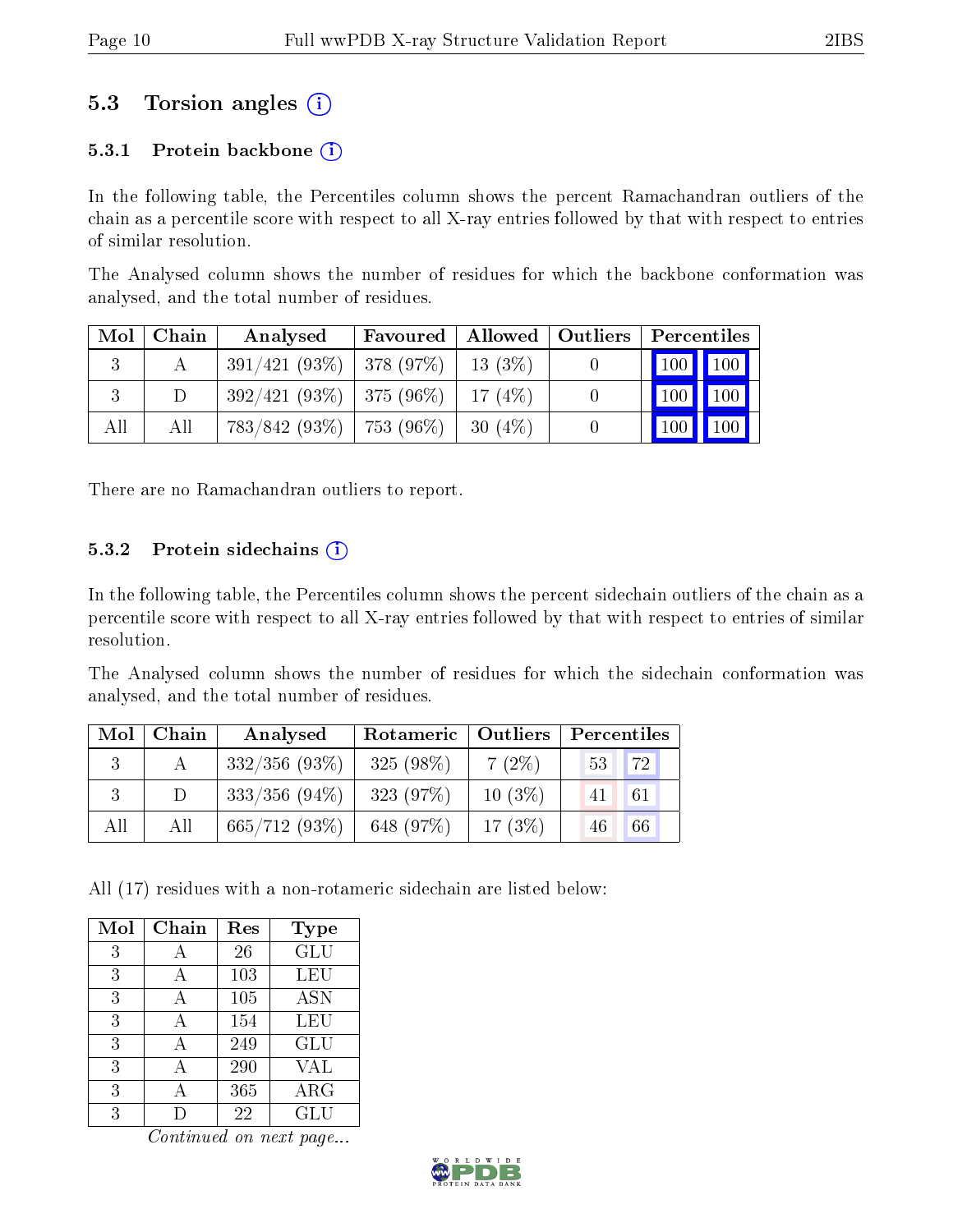## 5.3 Torsion angles (i)

### 5.3.1 Protein backbone (i)

In the following table, the Percentiles column shows the percent Ramachandran outliers of the chain as a percentile score with respect to all X-ray entries followed by that with respect to entries of similar resolution.

The Analysed column shows the number of residues for which the backbone conformation was analysed, and the total number of residues.

| Mol | Chain | Analysed | Favoured | Allowed | Outliers | Percentiles | |
|---|---|---|---|---|---|---|---|
| 3 | A | 391/421 (93%) | 378 (97%) | 13 (3%) | 0 | 100 | 100 |
| 3 | D | 392/421 (93%) | 375 (96%) | 17 (4%) | 0 | 100 | 100 |
| All | All | 783/842 (93%) | 753 (96%) | 30 (4%) | 0 | 100 | 100 |

There are no Ramachandran outliers to report.

### 5.3.2 Protein sidechains (i)

In the following table, the Percentiles column shows the percent sidechain outliers of the chain as a percentile score with respect to all X-ray entries followed by that with respect to entries of similar resolution.

The Analysed column shows the number of residues for which the sidechain conformation was analysed, and the total number of residues.

| Mol | Chain | Analysed | Rotameric | Outliers | Percentiles | |
|---|---|---|---|---|---|---|
| 3 | A | 332/356 (93%) | 325 (98%) | 7 (2%) | 53 | 72 |
| 3 | D | 333/356 (94%) | 323 (97%) | 10 (3%) | 41 | 61 |
| All | All | 665/712 (93%) | 648 (97%) | 17 (3%) | 46 | 66 |

All (17) residues with a non-rotameric sidechain are listed below:

| Mol | Chain | Res | Type |
|---|---|---|---|
| 3 | A | 26 | GLU |
| 3 | A | 103 | LEU |
| 3 | A | 105 | ASN |
| 3 | A | 154 | LEU |
| 3 | A | 249 | GLU |
| 3 | A | 290 | VAL |
| 3 | A | 365 | ARG |
| 3 | D | 22 | GLU |

*Continued on next page...*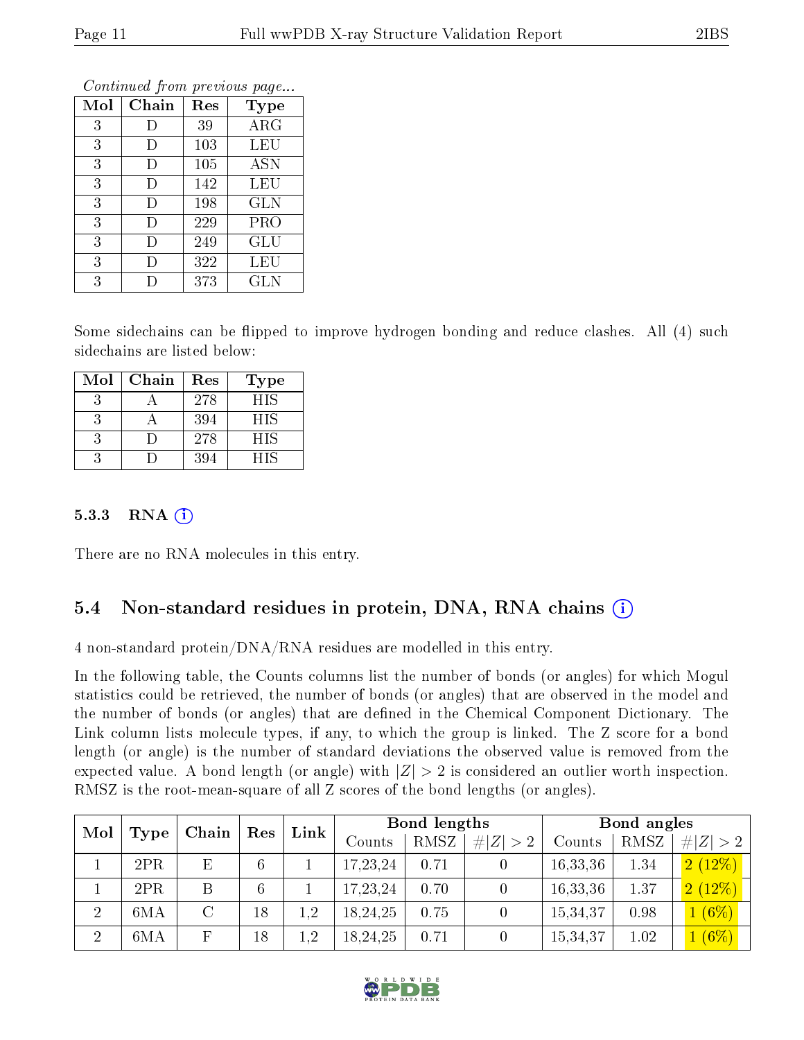*Continued from previous page...*

| Mol | Chain | Res | Type |
|---|---|---|---|
| 3 | D | 39 | ARG |
| 3 | D | 103 | LEU |
| 3 | D | 105 | ASN |
| 3 | D | 142 | LEU |
| 3 | D | 198 | GLN |
| 3 | D | 229 | PRO |
| 3 | D | 249 | GLU |
| 3 | D | 322 | LEU |
| 3 | D | 373 | GLN |

Some sidechains can be flipped to improve hydrogen bonding and reduce clashes. All (4) such sidechains are listed below:

| Mol | Chain | Res | Type |
|---|---|---|---|
| 3 | A | 278 | HIS |
| 3 | A | 394 | HIS |
| 3 | D | 278 | HIS |
| 3 | D | 394 | HIS |

### 5.3.3 RNA (i)

There are no RNA molecules in this entry.

## 5.4 Non-standard residues in protein, DNA, RNA chains (i)

4 non-standard protein/DNA/RNA residues are modelled in this entry.

In the following table, the Counts columns list the number of bonds (or angles) for which Mogul statistics could be retrieved, the number of bonds (or angles) that are observed in the model and the number of bonds (or angles) that are defined in the Chemical Component Dictionary. The Link column lists molecule types, if any, to which the group is linked. The Z score for a bond length (or angle) is the number of standard deviations the observed value is removed from the expected value. A bond length (or angle) with $|Z| > 2$ is considered an outlier worth inspection. RMSZ is the root-mean-square of all Z scores of the bond lengths (or angles).

| Mol | Type | Chain | Res | Link | Bond lengths | | | Bond angles | | |
|---|---|---|---|---|---|---|---|---|---|---|
| | | | | | Counts | RMSZ | $\#\|Z\| > 2$ | Counts | RMSZ | $\#\|Z\| > 2$ |
| 1 | 2PR | E | 6 | 1 | 17,23,24 | 0.71 | 0 | 16,33,36 | 1.34 | 2 (12%) |
| 1 | 2PR | B | 6 | 1 | 17,23,24 | 0.70 | 0 | 16,33,36 | 1.37 | 2 (12%) |
| 2 | 6MA | C | 18 | 1,2 | 18,24,25 | 0.75 | 0 | 15,34,37 | 0.98 | 1 (6%) |
| 2 | 6MA | F | 18 | 1,2 | 18,24,25 | 0.71 | 0 | 15,34,37 | 1.02 | 1 (6%) |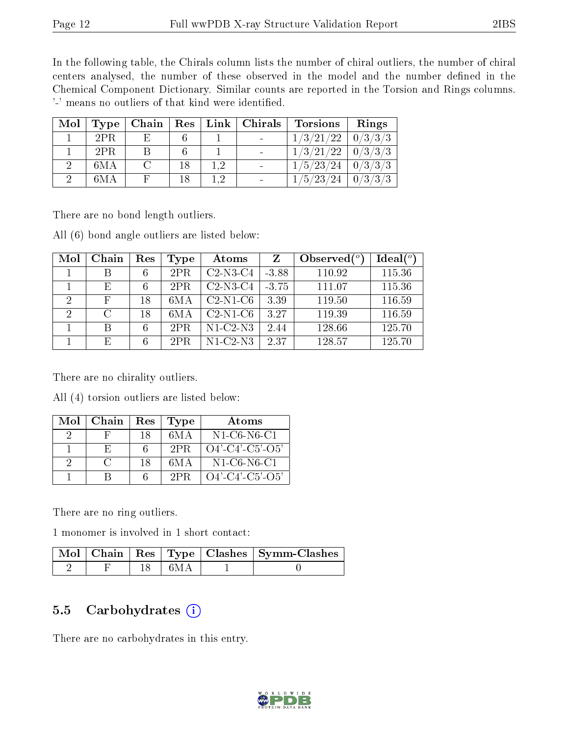In the following table, the Chirals column lists the number of chiral outliers, the number of chiral centers analysed, the number of these observed in the model and the number defined in the Chemical Component Dictionary. Similar counts are reported in the Torsion and Rings columns. '-' means no outliers of that kind were identified.

| Mol | Type | Chain | Res | Link | Chirals | Torsions | Rings |
|---|---|---|---|---|---|---|---|
| 1 | 2PR | E | 6 | 1 | - | 1/3/21/22 | 0/3/3/3 |
| 1 | 2PR | B | 6 | 1 | - | 1/3/21/22 | 0/3/3/3 |
| 2 | 6MA | C | 18 | 1,2 | - | 1/5/23/24 | 0/3/3/3 |
| 2 | 6MA | F | 18 | 1,2 | - | 1/5/23/24 | 0/3/3/3 |

There are no bond length outliers.

All (6) bond angle outliers are listed below:

| Mol | Chain | Res | Type | Atoms | Z | Observed(°) | Ideal(°) |
|---|---|---|---|---|---|---|---|
| 1 | B | 6 | 2PR | C2-N3-C4 | -3.88 | 110.92 | 115.36 |
| 1 | E | 6 | 2PR | C2-N3-C4 | -3.75 | 111.07 | 115.36 |
| 2 | F | 18 | 6MA | C2-N1-C6 | 3.39 | 119.50 | 116.59 |
| 2 | C | 18 | 6MA | C2-N1-C6 | 3.27 | 119.39 | 116.59 |
| 1 | B | 6 | 2PR | N1-C2-N3 | 2.44 | 128.66 | 125.70 |
| 1 | E | 6 | 2PR | N1-C2-N3 | 2.37 | 128.57 | 125.70 |

There are no chirality outliers.

All (4) torsion outliers are listed below:

| Mol | Chain | Res | Type | Atoms |
|---|---|---|---|---|
| 2 | F | 18 | 6MA | N1-C6-N6-C1 |
| 1 | E | 6 | 2PR | O4'-C4'-C5'-O5' |
| 2 | C | 18 | 6MA | N1-C6-N6-C1 |
| 1 | B | 6 | 2PR | O4'-C4'-C5'-O5' |

There are no ring outliers.

1 monomer is involved in 1 short contact:

| Mol | Chain | Res | Type | Clashes | Symm-Clashes |
|---|---|---|---|---|---|
| 2 | F | 18 | 6MA | 1 | 0 |

## 5.5 Carbohydrates

There are no carbohydrates in this entry.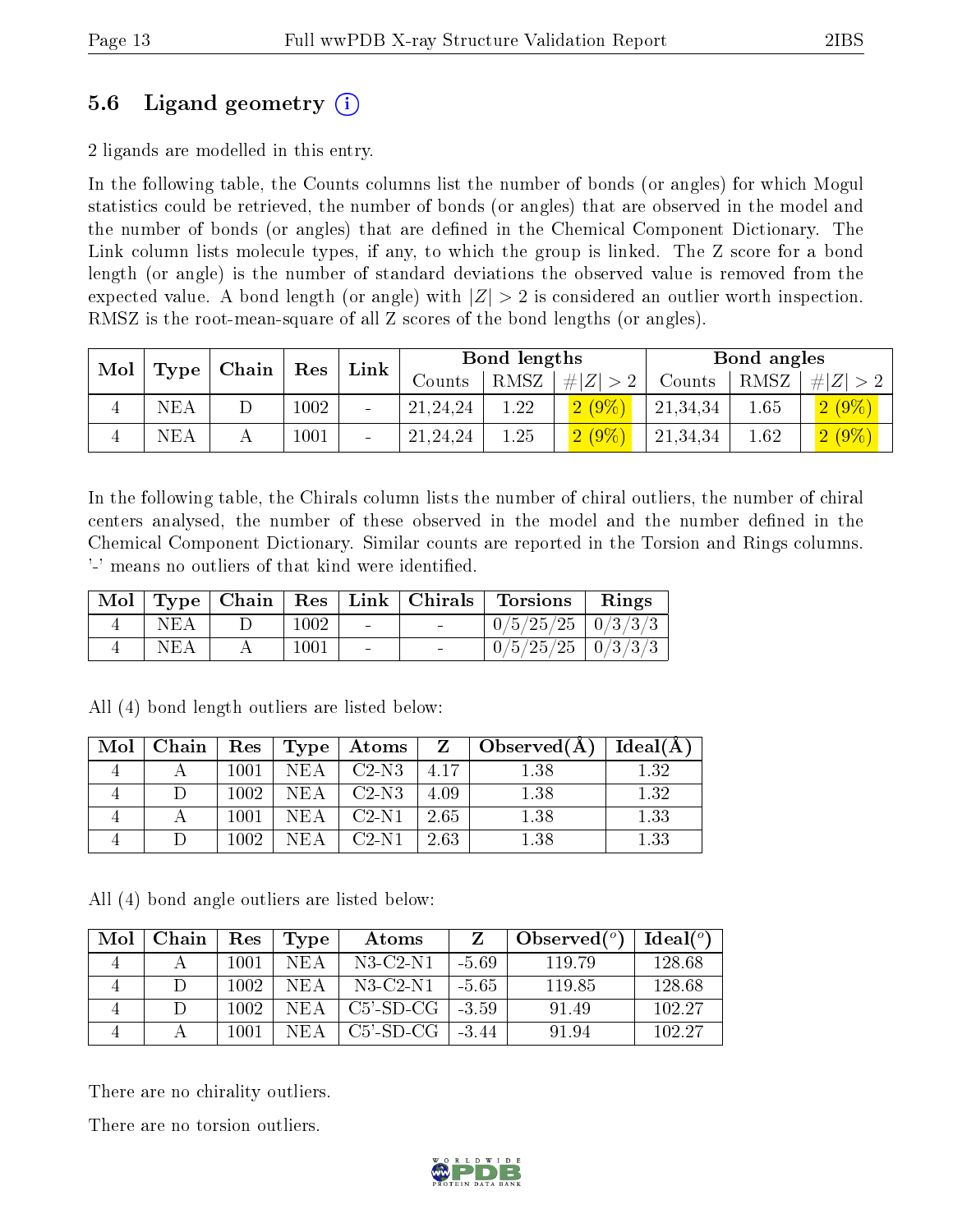## 5.6 Ligand geometry (i)

2 ligands are modelled in this entry.

In the following table, the Counts columns list the number of bonds (or angles) for which Mogul statistics could be retrieved, the number of bonds (or angles) that are observed in the model and the number of bonds (or angles) that are defined in the Chemical Component Dictionary. The Link column lists molecule types, if any, to which the group is linked. The Z score for a bond length (or angle) is the number of standard deviations the observed value is removed from the expected value. A bond length (or angle) with $|Z| > 2$ is considered an outlier worth inspection. RMSZ is the root-mean-square of all Z scores of the bond lengths (or angles).

| Mol | Type | Chain | Res | Link | Bond lengths | | | Bond angles | | |
|---|---|---|---|---|---|---|---|---|---|---|
| | | | | | Counts | RMSZ | $\#\|Z\| > 2$ | Counts | RMSZ | $\#\|Z\| > 2$ |
| 4 | NEA | D | 1002 | - | 21,24,24 | 1.22 | 2 (9%) | 21,34,34 | 1.65 | 2 (9%) |
| 4 | NEA | A | 1001 | - | 21,24,24 | 1.25 | 2 (9%) | 21,34,34 | 1.62 | 2 (9%) |

In the following table, the Chirals column lists the number of chiral outliers, the number of chiral centers analysed, the number of these observed in the model and the number defined in the Chemical Component Dictionary. Similar counts are reported in the Torsion and Rings columns. '-' means no outliers of that kind were identified.

| Mol | Type | Chain | Res | Link | Chirals | Torsions | Rings |
|---|---|---|---|---|---|---|---|
| 4 | NEA | D | 1002 | - | - | 0/5/25/25 | 0/3/3/3 |
| 4 | NEA | A | 1001 | - | - | 0/5/25/25 | 0/3/3/3 |

All (4) bond length outliers are listed below:

| Mol | Chain | Res | Type | Atoms | Z | Observed(Å) | Ideal(Å) |
|---|---|---|---|---|---|---|---|
| 4 | A | 1001 | NEA | C2-N3 | 4.17 | 1.38 | 1.32 |
| 4 | D | 1002 | NEA | C2-N3 | 4.09 | 1.38 | 1.32 |
| 4 | A | 1001 | NEA | C2-N1 | 2.65 | 1.38 | 1.33 |
| 4 | D | 1002 | NEA | C2-N1 | 2.63 | 1.38 | 1.33 |

All (4) bond angle outliers are listed below:

| Mol | Chain | Res | Type | Atoms | Z | Observed($^o$) | Ideal($^o$) |
|---|---|---|---|---|---|---|---|
| 4 | A | 1001 | NEA | N3-C2-N1 | -5.69 | 119.79 | 128.68 |
| 4 | D | 1002 | NEA | N3-C2-N1 | -5.65 | 119.85 | 128.68 |
| 4 | D | 1002 | NEA | C5'-SD-CG | -3.59 | 91.49 | 102.27 |
| 4 | A | 1001 | NEA | C5'-SD-CG | -3.44 | 91.94 | 102.27 |

There are no chirality outliers.

There are no torsion outliers.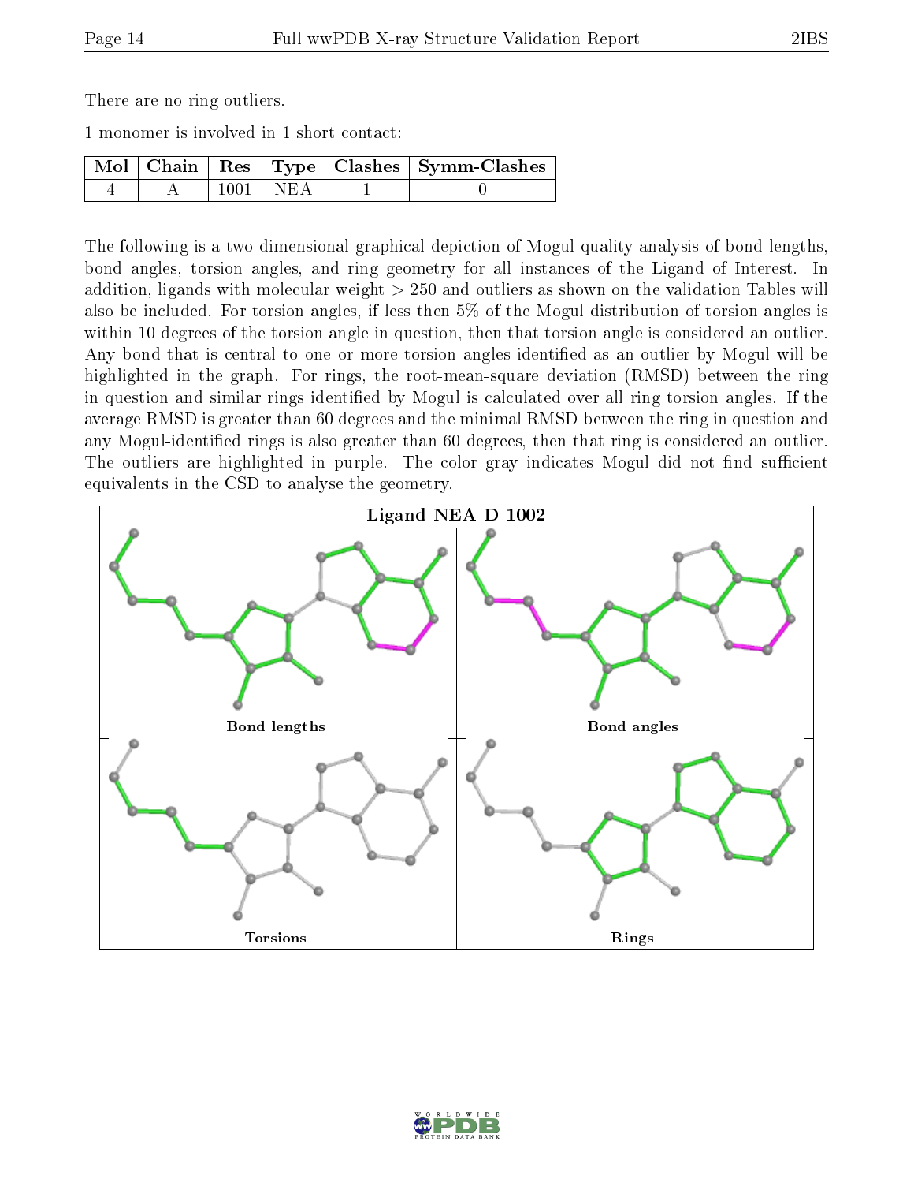There are no ring outliers.

1 monomer is involved in 1 short contact:

| Mol | Chain | Res | Type | Clashes | Symm-Clashes |
|---|---|---|---|---|---|
| 4 | A | 1001 | NEA | 1 | 0 |

The following is a two-dimensional graphical depiction of Mogul quality analysis of bond lengths, bond angles, torsion angles, and ring geometry for all instances of the Ligand of Interest. In addition, ligands with molecular weight > 250 and outliers as shown on the validation Tables will also be included. For torsion angles, if less then 5% of the Mogul distribution of torsion angles is within 10 degrees of the torsion angle in question, then that torsion angle is considered an outlier. Any bond that is central to one or more torsion angles identified as an outlier by Mogul will be highlighted in the graph. For rings, the root-mean-square deviation (RMSD) between the ring in question and similar rings identified by Mogul is calculated over all ring torsion angles. If the average RMSD is greater than 60 degrees and the minimal RMSD between the ring in question and any Mogul-identified rings is also greater than 60 degrees, then that ring is considered an outlier. The outliers are highlighted in purple. The color gray indicates Mogul did not find sufficient equivalents in the CSD to analyse the geometry.

Ligand NEA D 1002

Bond lengths

Bond angles

Torsions

Rings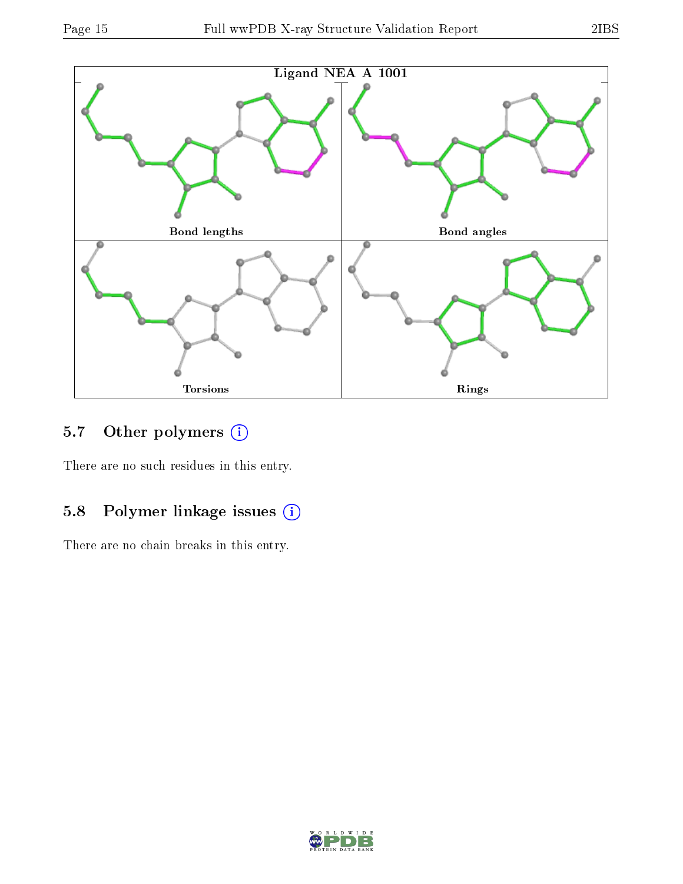Ligand NEA A 1001

Bond lengths

Bond angles

Torsions

Rings

### 5.7 Other polymers

There are no such residues in this entry.

### 5.8 Polymer linkage issues

There are no chain breaks in this entry.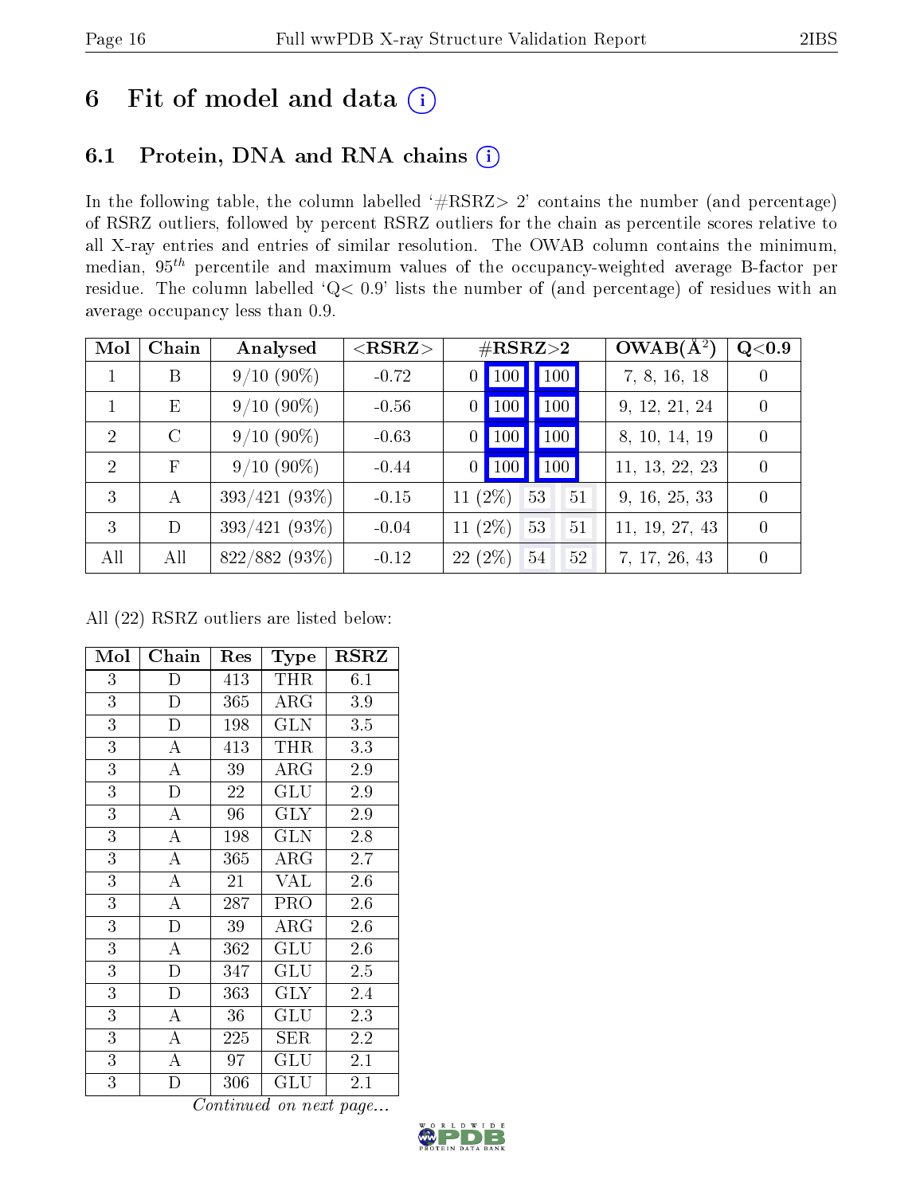# 6 Fit of model and data (i)

## 6.1 Protein, DNA and RNA chains (i)

In the following table, the column labelled '#RSRZ> 2' contains the number (and percentage) of RSRZ outliers, followed by percent RSRZ outliers for the chain as percentile scores relative to all X-ray entries and entries of similar resolution. The OWAB column contains the minimum, median, $95^{th}$ percentile and maximum values of the occupancy-weighted average B-factor per residue. The column labelled 'Q< 0.9' lists the number of (and percentage) of residues with an average occupancy less than 0.9.

| Mol | Chain | Analysed | <RSRZ> | #RSRZ>2 | | | OWAB(Å$^2$) | Q<0.9 |
|---|---|---|---|---|---|---|---|---|
| 1 | B | 9/10 (90%) | -0.72 | 0 | 100 | 100 | 7, 8, 16, 18 | 0 |
| 1 | E | 9/10 (90%) | -0.56 | 0 | 100 | 100 | 9, 12, 21, 24 | 0 |
| 2 | C | 9/10 (90%) | -0.63 | 0 | 100 | 100 | 8, 10, 14, 19 | 0 |
| 2 | F | 9/10 (90%) | -0.44 | 0 | 100 | 100 | 11, 13, 22, 23 | 0 |
| 3 | A | 393/421 (93%) | -0.15 | 11 (2%) | 53 | 51 | 9, 16, 25, 33 | 0 |
| 3 | D | 393/421 (93%) | -0.04 | 11 (2%) | 53 | 51 | 11, 19, 27, 43 | 0 |
| All | All | 822/882 (93%) | -0.12 | 22 (2%) | 54 | 52 | 7, 17, 26, 43 | 0 |

All (22) RSRZ outliers are listed below:

| Mol | Chain | Res | Type | RSRZ |
|---|---|---|---|---|
| 3 | D | 413 | THR | 6.1 |
| 3 | D | 365 | ARG | 3.9 |
| 3 | D | 198 | GLN | 3.5 |
| 3 | A | 413 | THR | 3.3 |
| 3 | A | 39 | ARG | 2.9 |
| 3 | D | 22 | GLU | 2.9 |
| 3 | A | 96 | GLY | 2.9 |
| 3 | A | 198 | GLN | 2.8 |
| 3 | A | 365 | ARG | 2.7 |
| 3 | A | 21 | VAL | 2.6 |
| 3 | A | 287 | PRO | 2.6 |
| 3 | D | 39 | ARG | 2.6 |
| 3 | A | 362 | GLU | 2.6 |
| 3 | D | 347 | GLU | 2.5 |
| 3 | D | 363 | GLY | 2.4 |
| 3 | A | 36 | GLU | 2.3 |
| 3 | A | 225 | SER | 2.2 |
| 3 | A | 97 | GLU | 2.1 |
| 3 | D | 306 | GLU | 2.1 |

*Continued on next page...*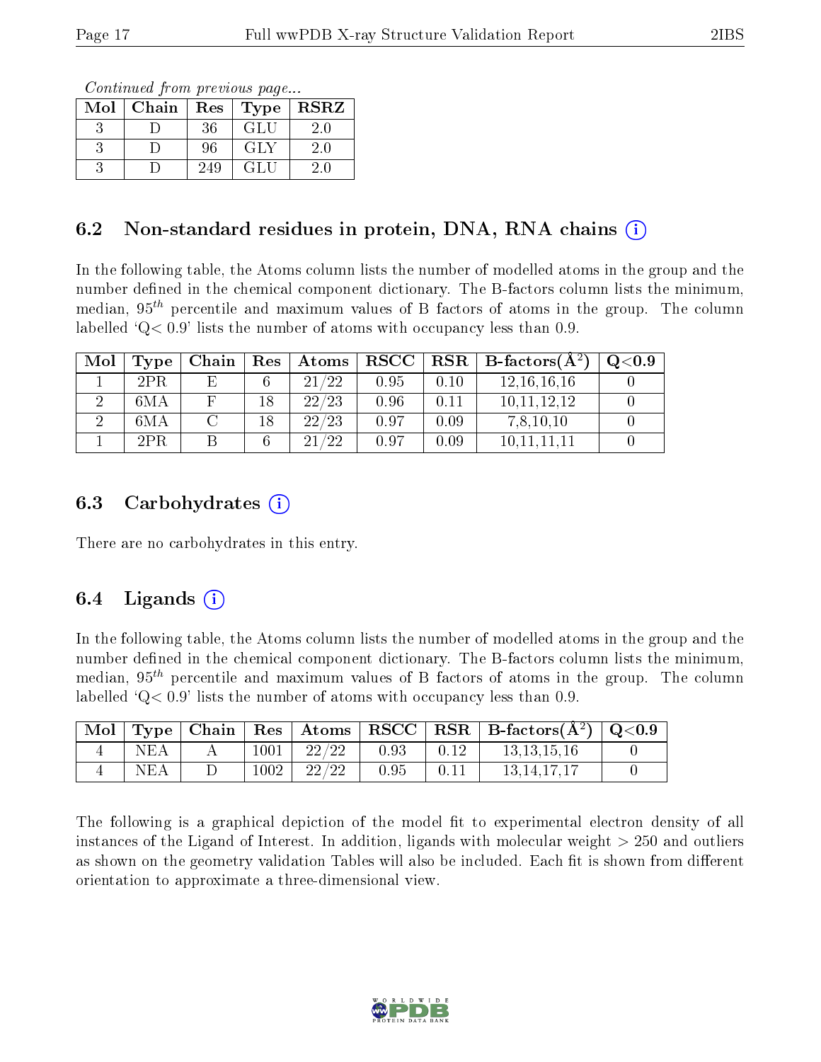*Continued from previous page...*

| Mol | Chain | Res | Type | RSRZ |
|---|---|---|---|---|
| 3 | D | 36 | GLU | 2.0 |
| 3 | D | 96 | GLY | 2.0 |
| 3 | D | 249 | GLU | 2.0 |

## 6.2 Non-standard residues in protein, DNA, RNA chains

In the following table, the Atoms column lists the number of modelled atoms in the group and the number defined in the chemical component dictionary. The B-factors column lists the minimum, median, $95^{th}$ percentile and maximum values of B factors of atoms in the group. The column labelled 'Q< 0.9' lists the number of atoms with occupancy less than 0.9.

| Mol | Type | Chain | Res | Atoms | RSCC | RSR | B-factors($Å^2$) | Q<0.9 |
|---|---|---|---|---|---|---|---|---|
| 1 | 2PR | E | 6 | 21/22 | 0.95 | 0.10 | 12,16,16,16 | 0 |
| 2 | 6MA | F | 18 | 22/23 | 0.96 | 0.11 | 10,11,12,12 | 0 |
| 2 | 6MA | C | 18 | 22/23 | 0.97 | 0.09 | 7,8,10,10 | 0 |
| 1 | 2PR | B | 6 | 21/22 | 0.97 | 0.09 | 10,11,11,11 | 0 |

## 6.3 Carbohydrates

There are no carbohydrates in this entry.

## 6.4 Ligands

In the following table, the Atoms column lists the number of modelled atoms in the group and the number defined in the chemical component dictionary. The B-factors column lists the minimum, median, $95^{th}$ percentile and maximum values of B factors of atoms in the group. The column labelled 'Q< 0.9' lists the number of atoms with occupancy less than 0.9.

| Mol | Type | Chain | Res | Atoms | RSCC | RSR | B-factors($Å^2$) | Q<0.9 |
|---|---|---|---|---|---|---|---|---|
| 4 | NEA | A | 1001 | 22/22 | 0.93 | 0.12 | 13,13,15,16 | 0 |
| 4 | NEA | D | 1002 | 22/22 | 0.95 | 0.11 | 13,14,17,17 | 0 |

The following is a graphical depiction of the model fit to experimental electron density of all instances of the Ligand of Interest. In addition, ligands with molecular weight > 250 and outliers as shown on the geometry validation Tables will also be included. Each fit is shown from different orientation to approximate a three-dimensional view.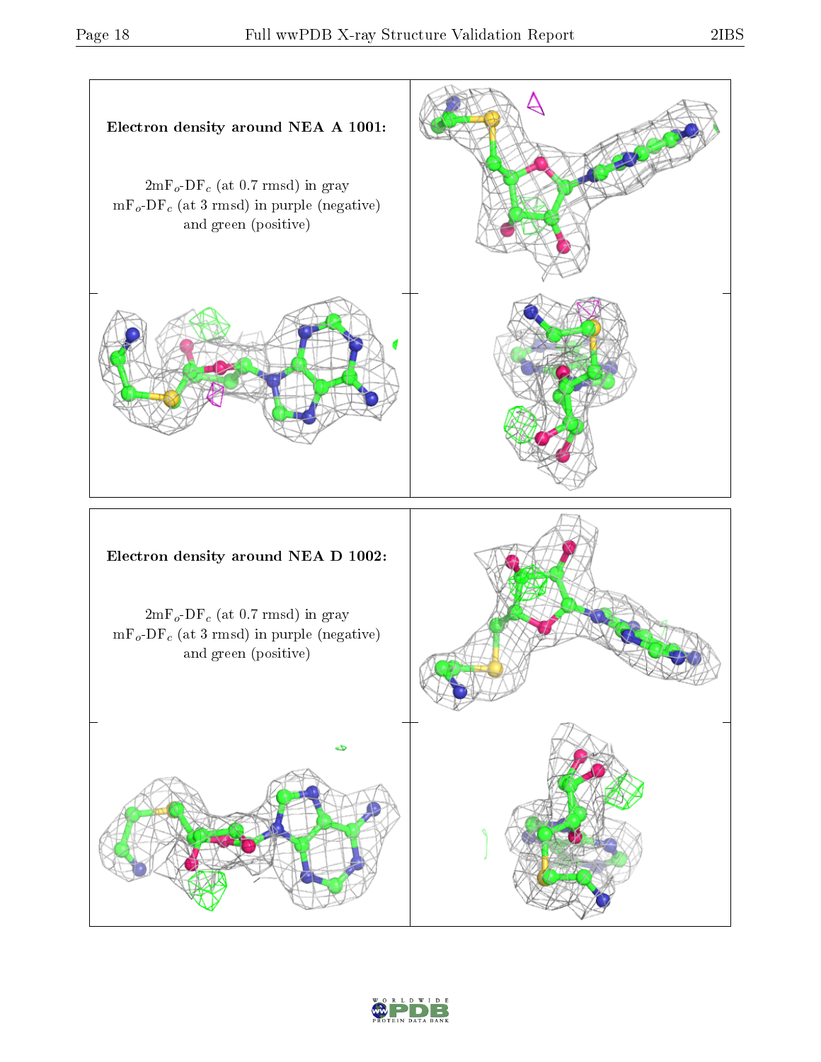**Electron density around NEA A 1001:**

$2mF_o$-$DF_c$ (at 0.7 rmsd) in gray
$mF_o$-$DF_c$ (at 3 rmsd) in purple (negative)
and green (positive)

**Electron density around NEA D 1002:**

$2mF_o$-$DF_c$ (at 0.7 rmsd) in gray
$mF_o$-$DF_c$ (at 3 rmsd) in purple (negative)
and green (positive)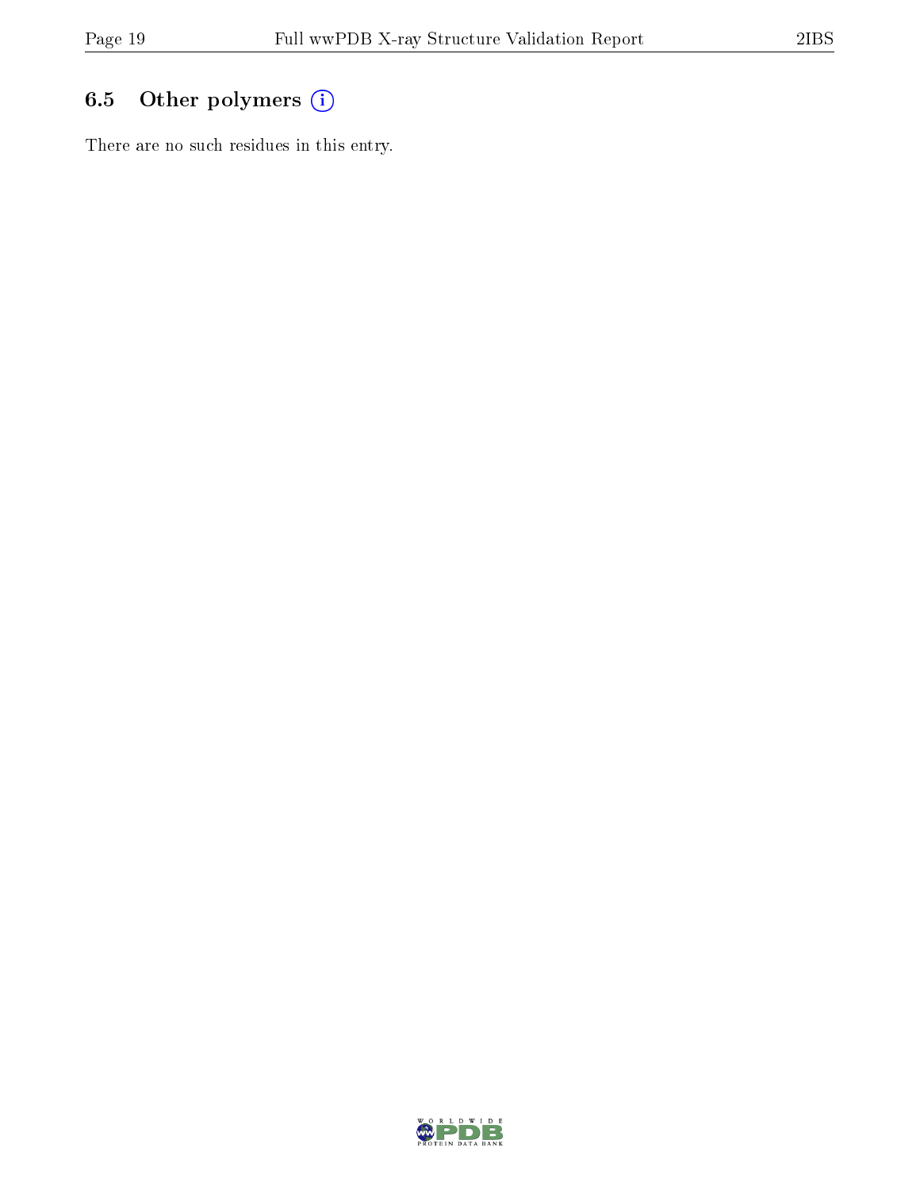### 6.5 Other polymers (i)

There are no such residues in this entry.